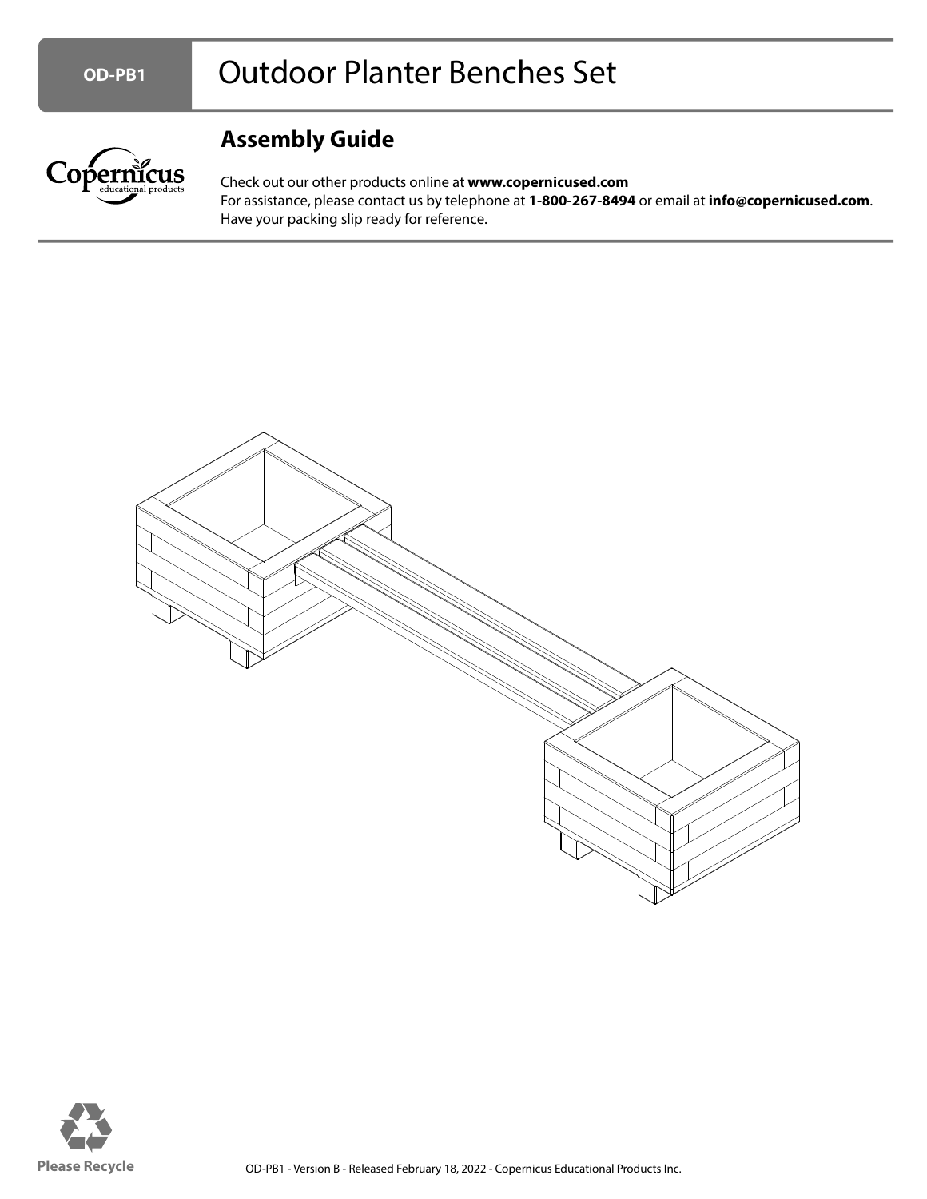# OD-PB1 Outdoor Planter Benches Set

## Assembly Guide

Check out our other products online at **www.copernicused.com**
For assistance, please contact us by telephone at **1-800-267-8494** or email at **info@copernicused.com**.
Have your packing slip ready for reference.

Please Recycle

OD-PB1 - Version B - Released February 18, 2022 - Copernicus Educational Products Inc.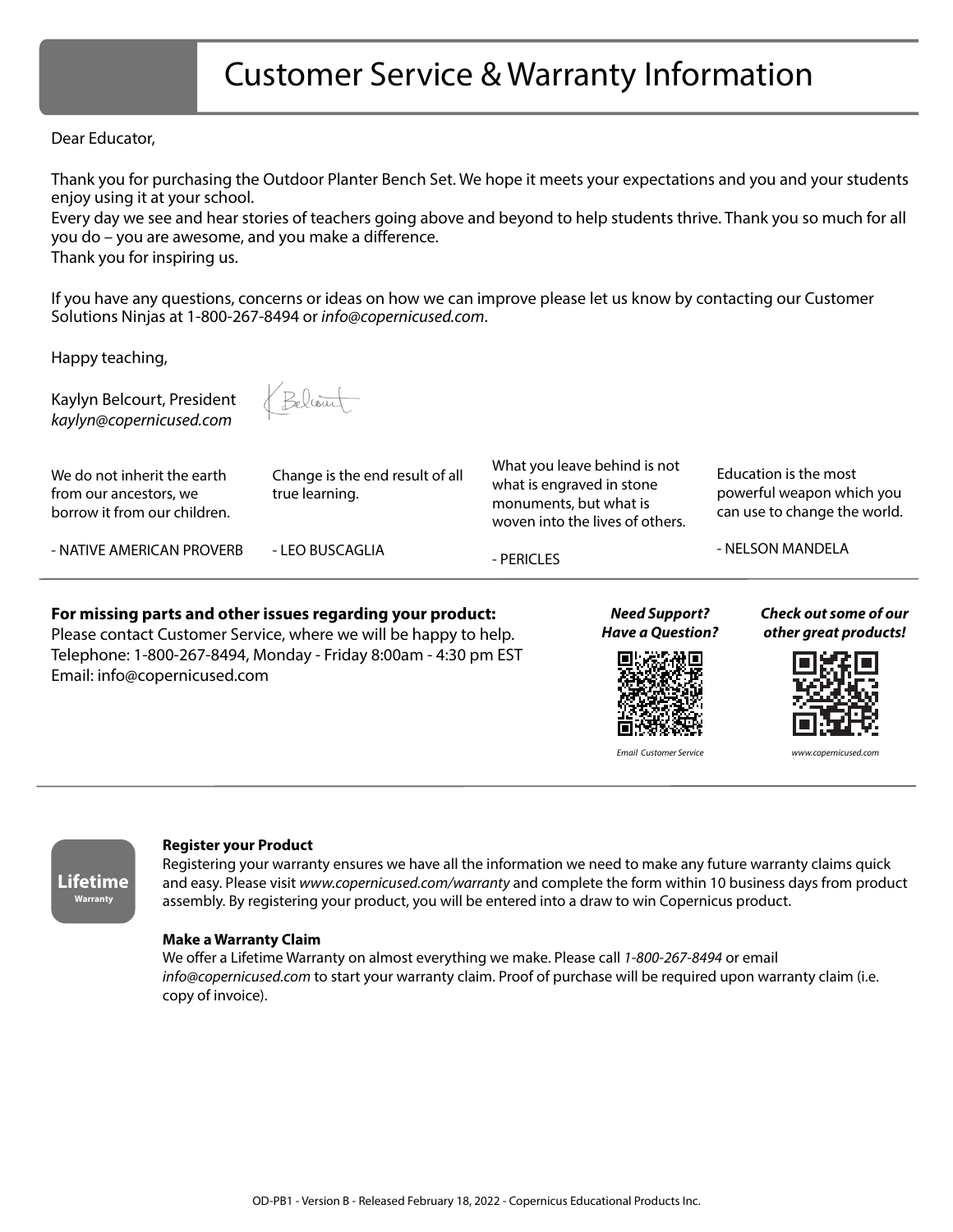# Customer Service & Warranty Information

Dear Educator,

Thank you for purchasing the Outdoor Planter Bench Set. We hope it meets your expectations and you and your students enjoy using it at your school.
Every day we see and hear stories of teachers going above and beyond to help students thrive. Thank you so much for all you do – you are awesome, and you make a difference.
Thank you for inspiring us.

If you have any questions, concerns or ideas on how we can improve please let us know by contacting our Customer Solutions Ninjas at 1-800-267-8494 or *info@copernicused.com*.

Happy teaching,

Kaylyn Belcourt, President
*kaylyn@copernicused.com*

We do not inherit the earth from our ancestors, we borrow it from our children.

- NATIVE AMERICAN PROVERB

Change is the end result of all true learning.

- LEO BUSCAGLIA

What you leave behind is not what is engraved in stone monuments, but what is woven into the lives of others.

- PERICLES

Education is the most powerful weapon which you can use to change the world.

- NELSON MANDELA

**For missing parts and other issues regarding your product:**
Please contact Customer Service, where we will be happy to help.
Telephone: 1-800-267-8494, Monday - Friday 8:00am - 4:30 pm EST
Email: info@copernicused.com

***Need Support? Have a Question?***

*Email Customer Service*

***Check out some of our other great products!***

*www.copernicused.com*

**Lifetime**
**Warranty**

**Register your Product**
Registering your warranty ensures we have all the information we need to make any future warranty claims quick and easy. Please visit *www.copernicused.com/warranty* and complete the form within 10 business days from product assembly. By registering your product, you will be entered into a draw to win Copernicus product.

**Make a Warranty Claim**
We offer a Lifetime Warranty on almost everything we make. Please call *1-800-267-8494* or email *info@copernicused.com* to start your warranty claim. Proof of purchase will be required upon warranty claim (i.e. copy of invoice).

OD-PB1 - Version B - Released February 18, 2022 - Copernicus Educational Products Inc.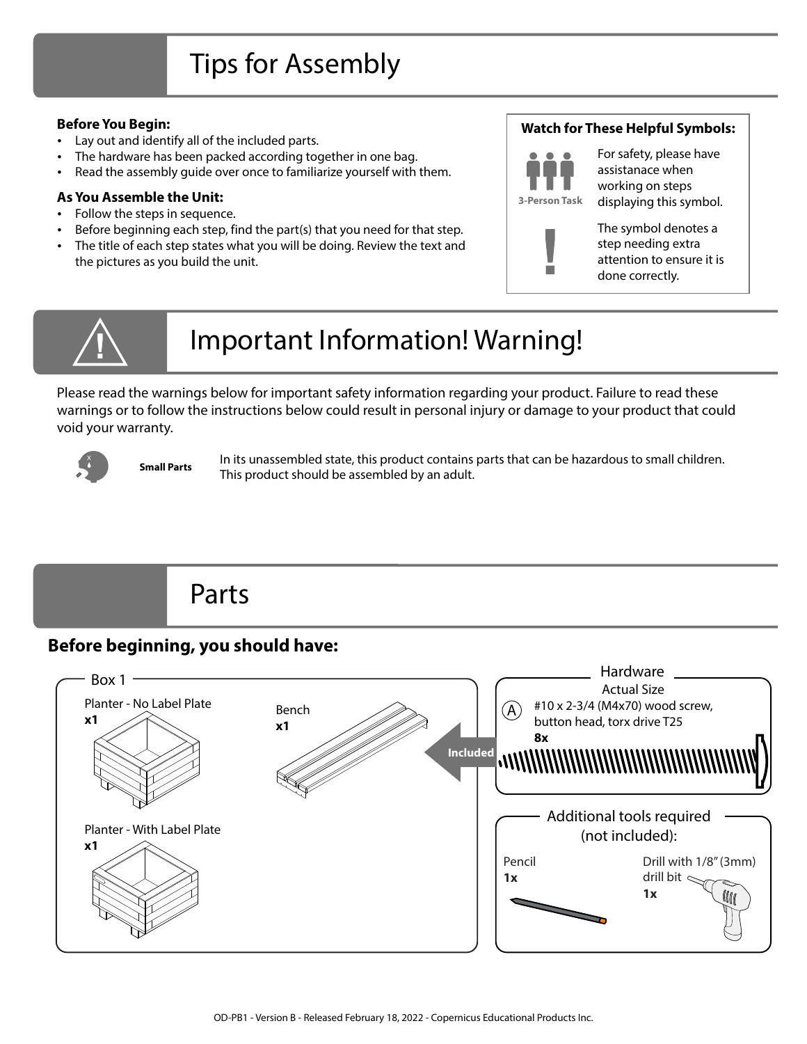# Tips for Assembly

**Before You Begin:**

- Lay out and identify all of the included parts.
- The hardware has been packed according together in one bag.
- Read the assembly guide over once to familiarize yourself with them.

**As You Assemble the Unit:**

- Follow the steps in sequence.
- Before beginning each step, find the part(s) that you need for that step.
- The title of each step states what you will be doing. Review the text and the pictures as you build the unit.

**Watch for These Helpful Symbols:**

3-Person Task — For safety, please have assistanace when working on steps displaying this symbol.

! — The symbol denotes a step needing extra attention to ensure it is done correctly.

# Important Information! Warning!

Please read the warnings below for important safety information regarding your product. Failure to read these warnings or to follow the instructions below could result in personal injury or damage to your product that could void your warranty.

**Small Parts** — In its unassembled state, this product contains parts that can be hazardous to small children. This product should be assembled by an adult.

# Parts

## Before beginning, you should have:

**Box 1**

- Planter - No Label Plate **x1**
- Planter - With Label Plate **x1**
- Bench **x1**

**Hardware** (Included)

Actual Size

A — #10 x 2-3/4 (M4x70) wood screw, button head, torx drive T25 **8x**

**Additional tools required (not included):**

- Pencil **1x**
- Drill with 1/8" (3mm) drill bit **1x**

OD-PB1 - Version B - Released February 18, 2022 - Copernicus Educational Products Inc.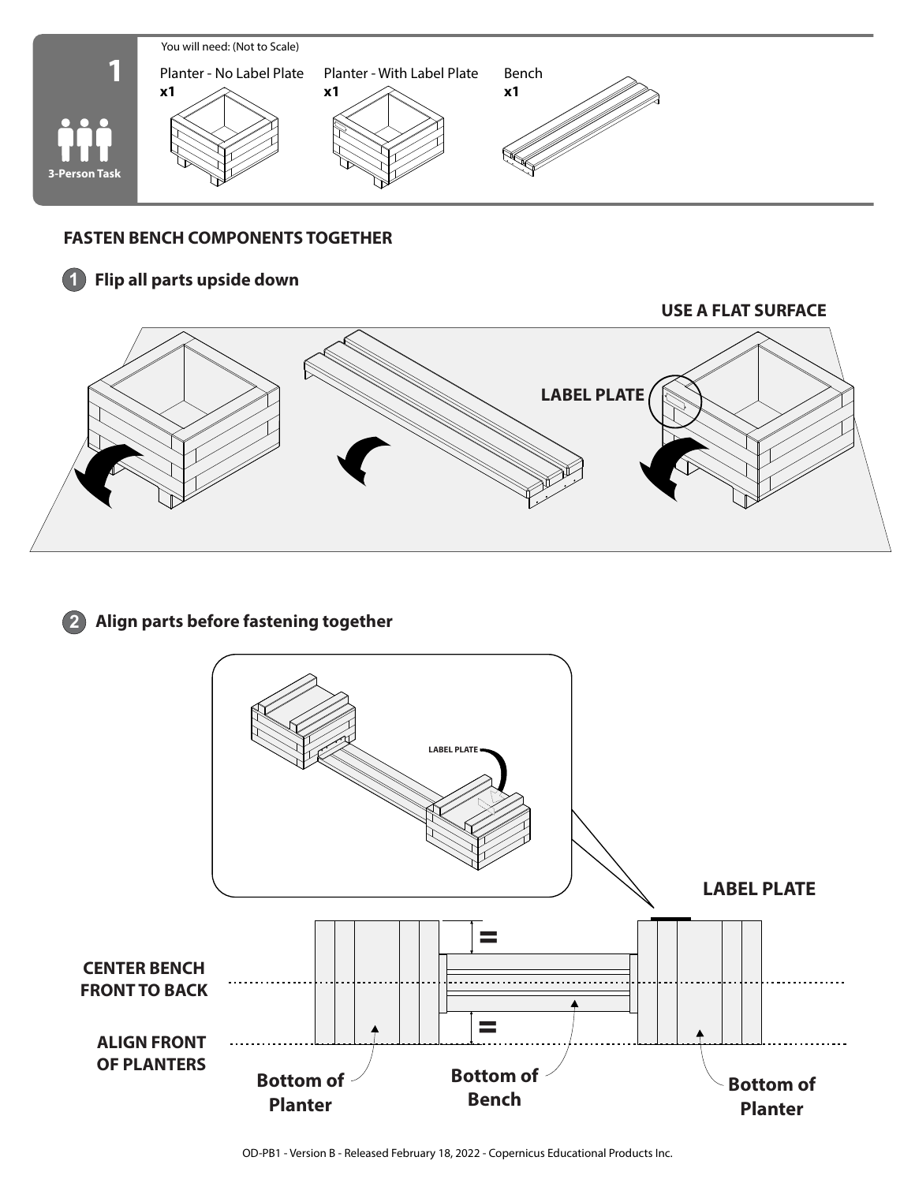# 1

**3-Person Task**

You will need: (Not to Scale)

| Planter - No Label Plate | Planter - With Label Plate | Bench |
| --- | --- | --- |
| **x1** | **x1** | **x1** |

## FASTEN BENCH COMPONENTS TOGETHER

### 1 Flip all parts upside down

**USE A FLAT SURFACE**

**LABEL PLATE**

### 2 Align parts before fastening together

LABEL PLATE

**LABEL PLATE**

**CENTER BENCH FRONT TO BACK**

**ALIGN FRONT OF PLANTERS**

**Bottom of Planter**

**Bottom of Bench**

**Bottom of Planter**

OD-PB1 - Version B - Released February 18, 2022 - Copernicus Educational Products Inc.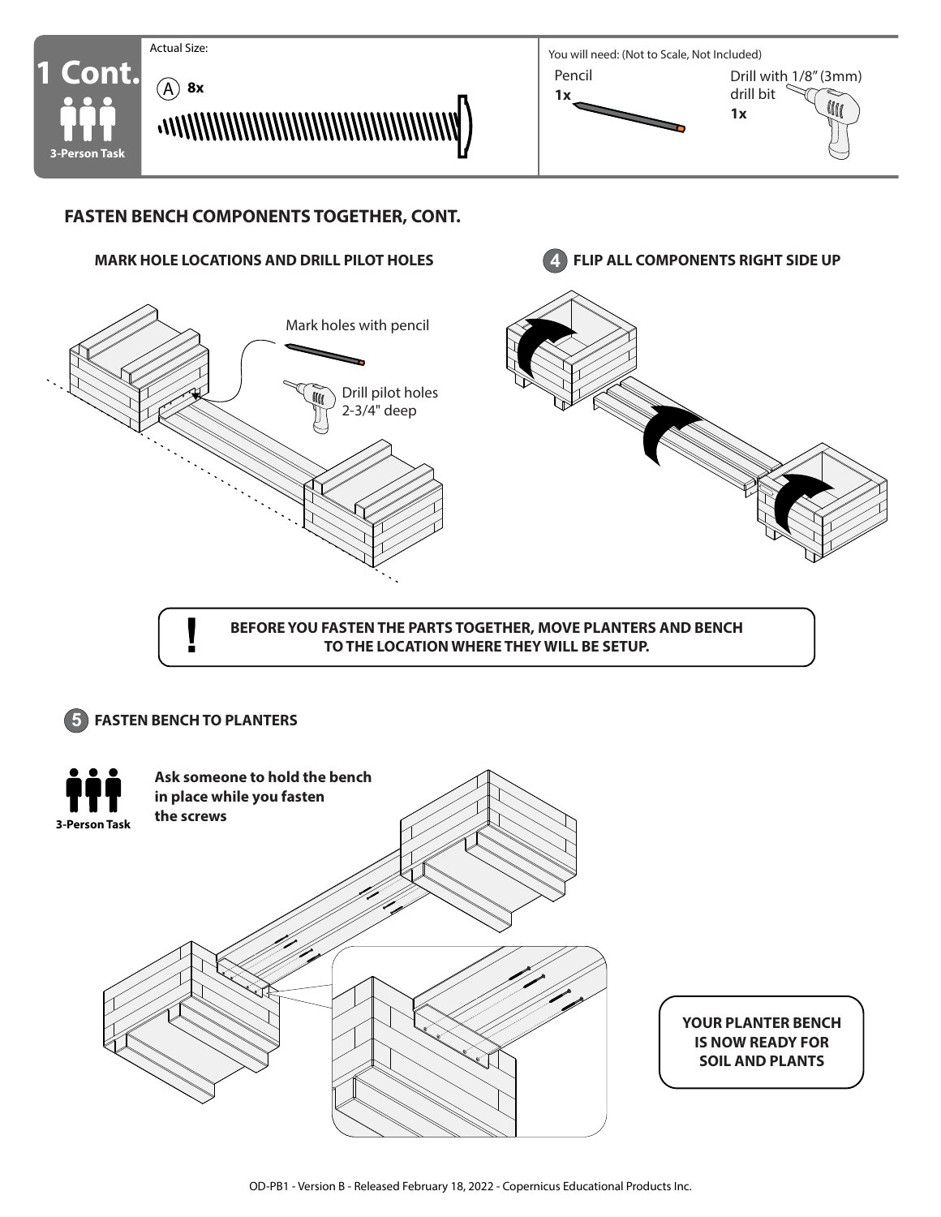## 1 Cont.

3-Person Task

Actual Size:

(A) **8x**

You will need: (Not to Scale, Not Included)

Pencil
**1x**

Drill with 1/8" (3mm) drill bit
**1x**

## FASTEN BENCH COMPONENTS TOGETHER, CONT.

### MARK HOLE LOCATIONS AND DRILL PILOT HOLES

Mark holes with pencil

Drill pilot holes 2-3/4" deep

### 4 FLIP ALL COMPONENTS RIGHT SIDE UP

**! BEFORE YOU FASTEN THE PARTS TOGETHER, MOVE PLANTERS AND BENCH TO THE LOCATION WHERE THEY WILL BE SETUP.**

### 5 FASTEN BENCH TO PLANTERS

3-Person Task

**Ask someone to hold the bench in place while you fasten the screws**

**YOUR PLANTER BENCH IS NOW READY FOR SOIL AND PLANTS**

OD-PB1 - Version B - Released February 18, 2022 - Copernicus Educational Products Inc.